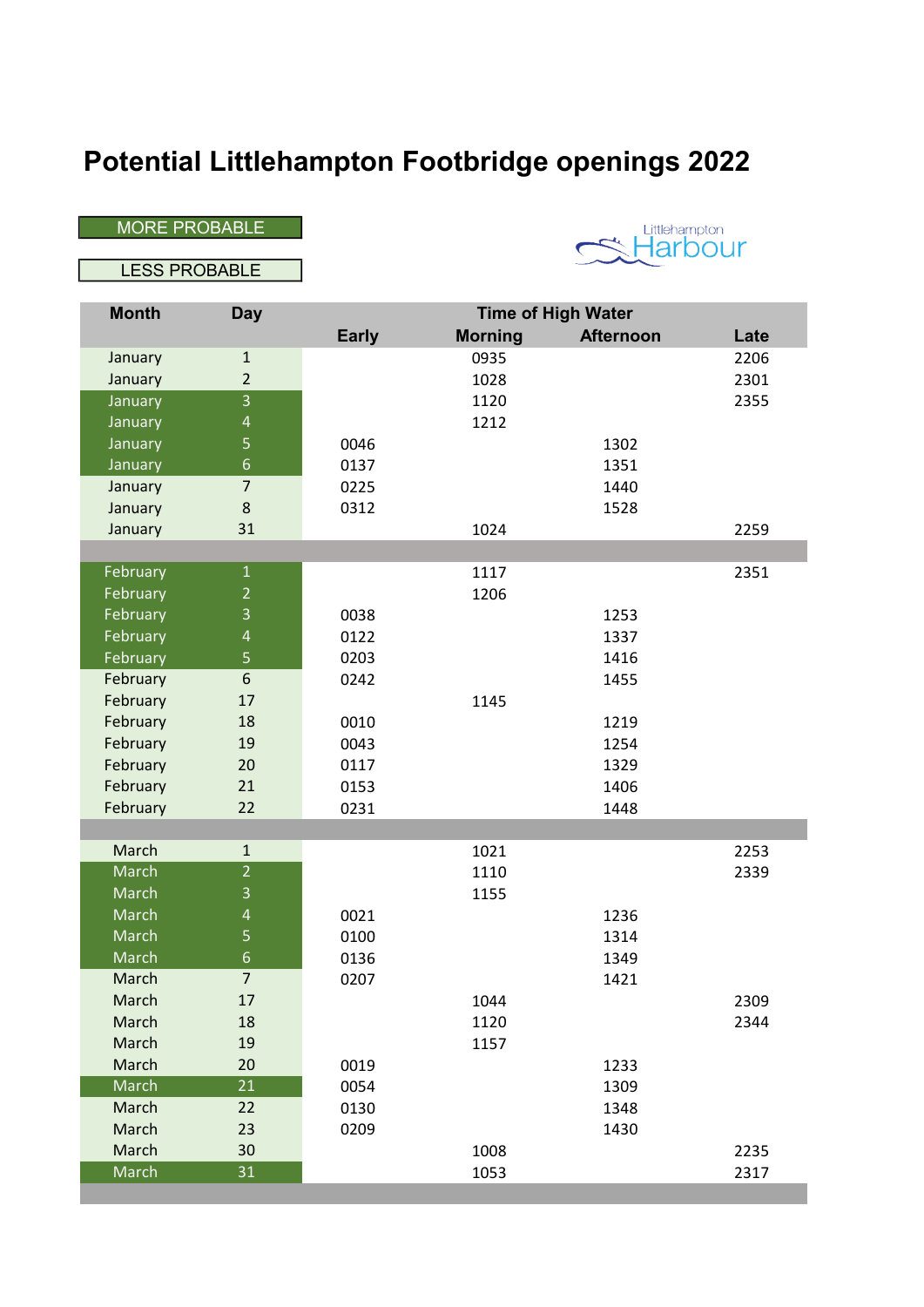# Potential Littlehampton Footbridge openings 2022

MORE PROBABLE

LESS PROBABLE

Littlehampton Harbour

| Month | Day | Time of High Water | | | |
|---|---|---|---|---|---|
| | | Early | Morning | Afternoon | Late |
| January | 1 | | 0935 | | 2206 |
| January | 2 | | 1028 | | 2301 |
| January | 3 | | 1120 | | 2355 |
| January | 4 | | 1212 | | |
| January | 5 | 0046 | | 1302 | |
| January | 6 | 0137 | | 1351 | |
| January | 7 | 0225 | | 1440 | |
| January | 8 | 0312 | | 1528 | |
| January | 31 | | 1024 | | 2259 |
| | | | | | |
| February | 1 | | 1117 | | 2351 |
| February | 2 | | 1206 | | |
| February | 3 | 0038 | | 1253 | |
| February | 4 | 0122 | | 1337 | |
| February | 5 | 0203 | | 1416 | |
| February | 6 | 0242 | | 1455 | |
| February | 17 | | 1145 | | |
| February | 18 | 0010 | | 1219 | |
| February | 19 | 0043 | | 1254 | |
| February | 20 | 0117 | | 1329 | |
| February | 21 | 0153 | | 1406 | |
| February | 22 | 0231 | | 1448 | |
| | | | | | |
| March | 1 | | 1021 | | 2253 |
| March | 2 | | 1110 | | 2339 |
| March | 3 | | 1155 | | |
| March | 4 | 0021 | | 1236 | |
| March | 5 | 0100 | | 1314 | |
| March | 6 | 0136 | | 1349 | |
| March | 7 | 0207 | | 1421 | |
| March | 17 | | 1044 | | 2309 |
| March | 18 | | 1120 | | 2344 |
| March | 19 | | 1157 | | |
| March | 20 | 0019 | | 1233 | |
| March | 21 | 0054 | | 1309 | |
| March | 22 | 0130 | | 1348 | |
| March | 23 | 0209 | | 1430 | |
| March | 30 | | 1008 | | 2235 |
| March | 31 | | 1053 | | 2317 |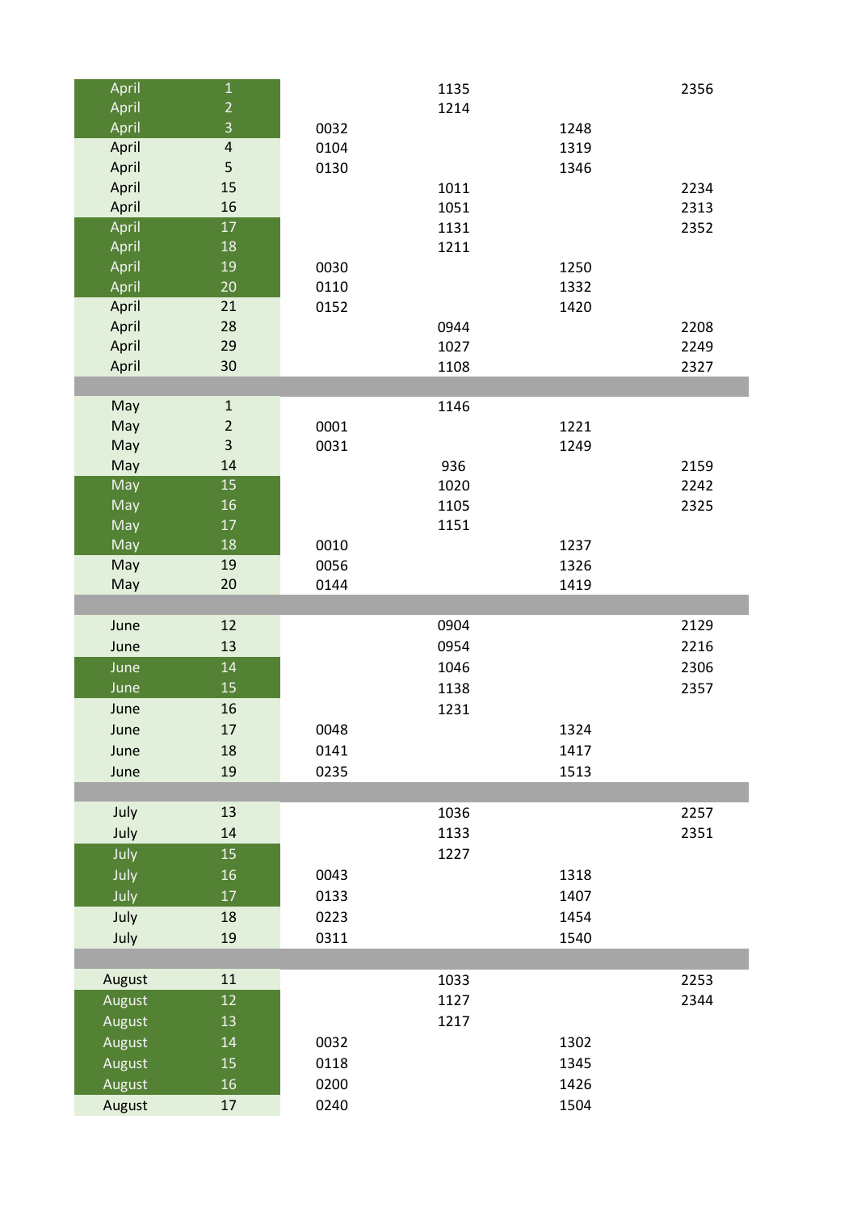| | | | | | |
|---|---|---|---|---|---|
| April | 1 | | 1135 | | 2356 |
| April | 2 | | 1214 | | |
| April | 3 | 0032 | | 1248 | |
| April | 4 | 0104 | | 1319 | |
| April | 5 | 0130 | | 1346 | |
| April | 15 | | 1011 | | 2234 |
| April | 16 | | 1051 | | 2313 |
| April | 17 | | 1131 | | 2352 |
| April | 18 | | 1211 | | |
| April | 19 | 0030 | | 1250 | |
| April | 20 | 0110 | | 1332 | |
| April | 21 | 0152 | | 1420 | |
| April | 28 | | 0944 | | 2208 |
| April | 29 | | 1027 | | 2249 |
| April | 30 | | 1108 | | 2327 |
| | | | | | |
| May | 1 | | 1146 | | |
| May | 2 | 0001 | | 1221 | |
| May | 3 | 0031 | | 1249 | |
| May | 14 | | 936 | | 2159 |
| May | 15 | | 1020 | | 2242 |
| May | 16 | | 1105 | | 2325 |
| May | 17 | | 1151 | | |
| May | 18 | 0010 | | 1237 | |
| May | 19 | 0056 | | 1326 | |
| May | 20 | 0144 | | 1419 | |
| | | | | | |
| June | 12 | | 0904 | | 2129 |
| June | 13 | | 0954 | | 2216 |
| June | 14 | | 1046 | | 2306 |
| June | 15 | | 1138 | | 2357 |
| June | 16 | | 1231 | | |
| June | 17 | 0048 | | 1324 | |
| June | 18 | 0141 | | 1417 | |
| June | 19 | 0235 | | 1513 | |
| | | | | | |
| July | 13 | | 1036 | | 2257 |
| July | 14 | | 1133 | | 2351 |
| July | 15 | | 1227 | | |
| July | 16 | 0043 | | 1318 | |
| July | 17 | 0133 | | 1407 | |
| July | 18 | 0223 | | 1454 | |
| July | 19 | 0311 | | 1540 | |
| | | | | | |
| August | 11 | | 1033 | | 2253 |
| August | 12 | | 1127 | | 2344 |
| August | 13 | | 1217 | | |
| August | 14 | 0032 | | 1302 | |
| August | 15 | 0118 | | 1345 | |
| August | 16 | 0200 | | 1426 | |
| August | 17 | 0240 | | 1504 | |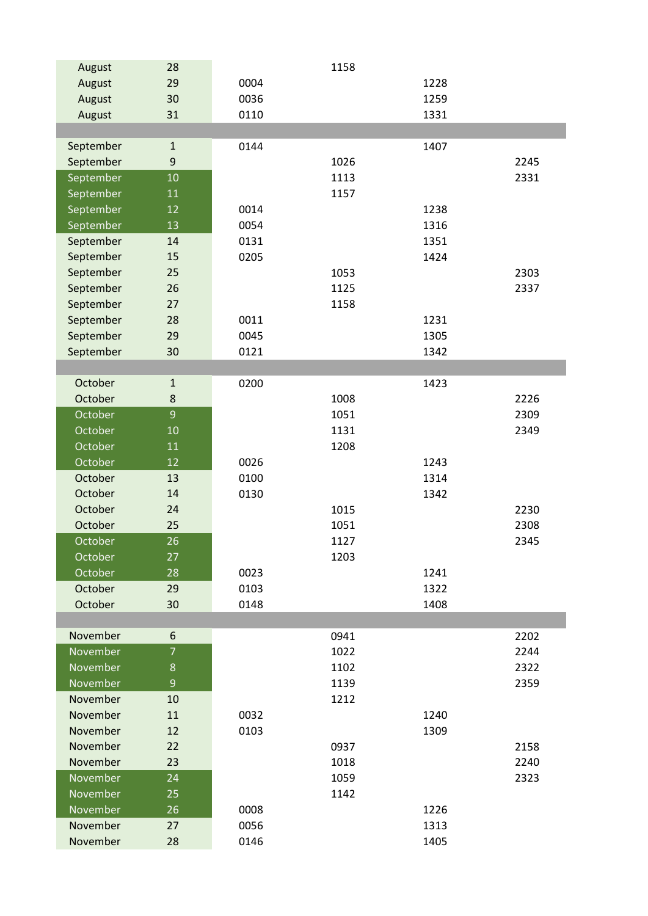| | | | | | |
|---|---|---|---|---|---|
| August | 28 | | 1158 | | |
| August | 29 | 0004 | | 1228 | |
| August | 30 | 0036 | | 1259 | |
| August | 31 | 0110 | | 1331 | |
| | | | | | |
| September | 1 | 0144 | | 1407 | |
| September | 9 | | 1026 | | 2245 |
| September | 10 | | 1113 | | 2331 |
| September | 11 | | 1157 | | |
| September | 12 | 0014 | | 1238 | |
| September | 13 | 0054 | | 1316 | |
| September | 14 | 0131 | | 1351 | |
| September | 15 | 0205 | | 1424 | |
| September | 25 | | 1053 | | 2303 |
| September | 26 | | 1125 | | 2337 |
| September | 27 | | 1158 | | |
| September | 28 | 0011 | | 1231 | |
| September | 29 | 0045 | | 1305 | |
| September | 30 | 0121 | | 1342 | |
| | | | | | |
| October | 1 | 0200 | | 1423 | |
| October | 8 | | 1008 | | 2226 |
| October | 9 | | 1051 | | 2309 |
| October | 10 | | 1131 | | 2349 |
| October | 11 | | 1208 | | |
| October | 12 | 0026 | | 1243 | |
| October | 13 | 0100 | | 1314 | |
| October | 14 | 0130 | | 1342 | |
| October | 24 | | 1015 | | 2230 |
| October | 25 | | 1051 | | 2308 |
| October | 26 | | 1127 | | 2345 |
| October | 27 | | 1203 | | |
| October | 28 | 0023 | | 1241 | |
| October | 29 | 0103 | | 1322 | |
| October | 30 | 0148 | | 1408 | |
| | | | | | |
| November | 6 | | 0941 | | 2202 |
| November | 7 | | 1022 | | 2244 |
| November | 8 | | 1102 | | 2322 |
| November | 9 | | 1139 | | 2359 |
| November | 10 | | 1212 | | |
| November | 11 | 0032 | | 1240 | |
| November | 12 | 0103 | | 1309 | |
| November | 22 | | 0937 | | 2158 |
| November | 23 | | 1018 | | 2240 |
| November | 24 | | 1059 | | 2323 |
| November | 25 | | 1142 | | |
| November | 26 | 0008 | | 1226 | |
| November | 27 | 0056 | | 1313 | |
| November | 28 | 0146 | | 1405 | |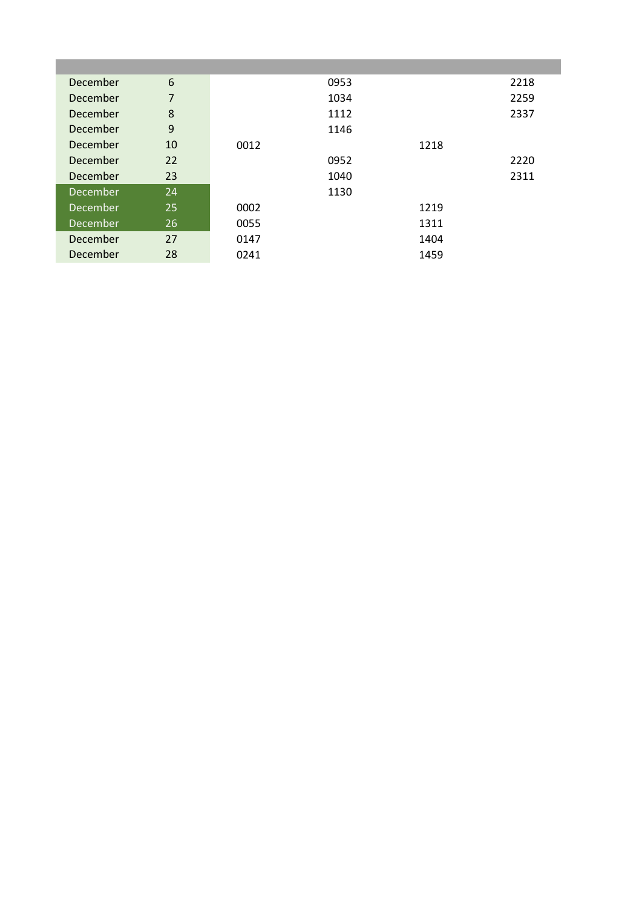| | | | | | |
|---|---|---|---|---|---|
| December | 6 | | 0953 | | 2218 |
| December | 7 | | 1034 | | 2259 |
| December | 8 | | 1112 | | 2337 |
| December | 9 | | 1146 | | |
| December | 10 | 0012 | | 1218 | |
| December | 22 | | 0952 | | 2220 |
| December | 23 | | 1040 | | 2311 |
| December | 24 | | 1130 | | |
| December | 25 | 0002 | | 1219 | |
| December | 26 | 0055 | | 1311 | |
| December | 27 | 0147 | | 1404 | |
| December | 28 | 0241 | | 1459 | |